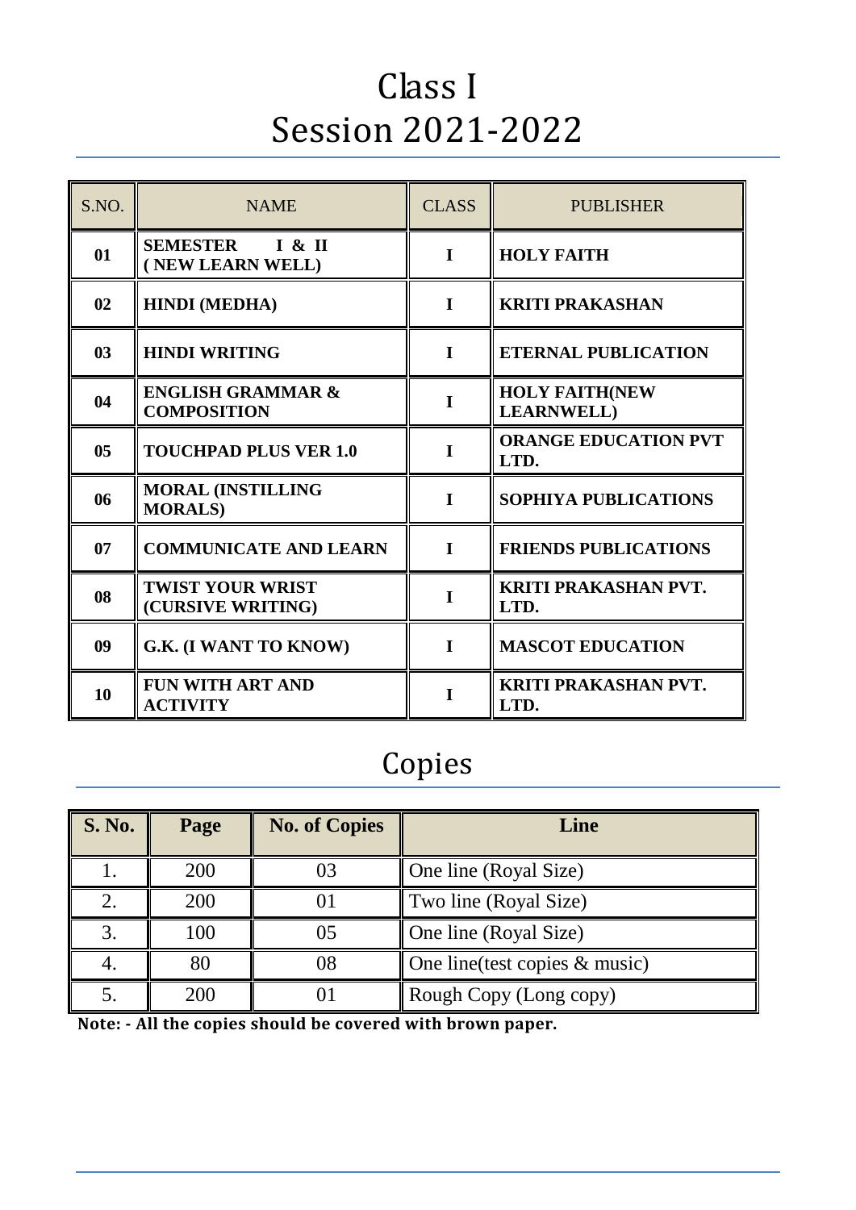# Class I
# Session 2021-2022

| S.NO. | NAME | CLASS | PUBLISHER |
|---|---|---|---|
| **01** | **SEMESTER I & II ( NEW LEARN WELL)** | **I** | **HOLY FAITH** |
| **02** | **HINDI (MEDHA)** | **I** | **KRITI PRAKASHAN** |
| **03** | **HINDI WRITING** | **I** | **ETERNAL PUBLICATION** |
| **04** | **ENGLISH GRAMMAR & COMPOSITION** | **I** | **HOLY FAITH(NEW LEARNWELL)** |
| **05** | **TOUCHPAD PLUS VER 1.0** | **I** | **ORANGE EDUCATION PVT LTD.** |
| **06** | **MORAL (INSTILLING MORALS)** | **I** | **SOPHIYA PUBLICATIONS** |
| **07** | **COMMUNICATE AND LEARN** | **I** | **FRIENDS PUBLICATIONS** |
| **08** | **TWIST YOUR WRIST (CURSIVE WRITING)** | **I** | **KRITI PRAKASHAN PVT. LTD.** |
| **09** | **G.K. (I WANT TO KNOW)** | **I** | **MASCOT EDUCATION** |
| **10** | **FUN WITH ART AND ACTIVITY** | **I** | **KRITI PRAKASHAN PVT. LTD.** |

## Copies

| S. No. | Page | No. of Copies | Line |
|---|---|---|---|
| 1. | 200 | 03 | One line (Royal Size) |
| 2. | 200 | 01 | Two line (Royal Size) |
| 3. | 100 | 05 | One line (Royal Size) |
| 4. | 80 | 08 | One line(test copies & music) |
| 5. | 200 | 01 | Rough Copy (Long copy) |

**Note: - All the copies should be covered with brown paper.**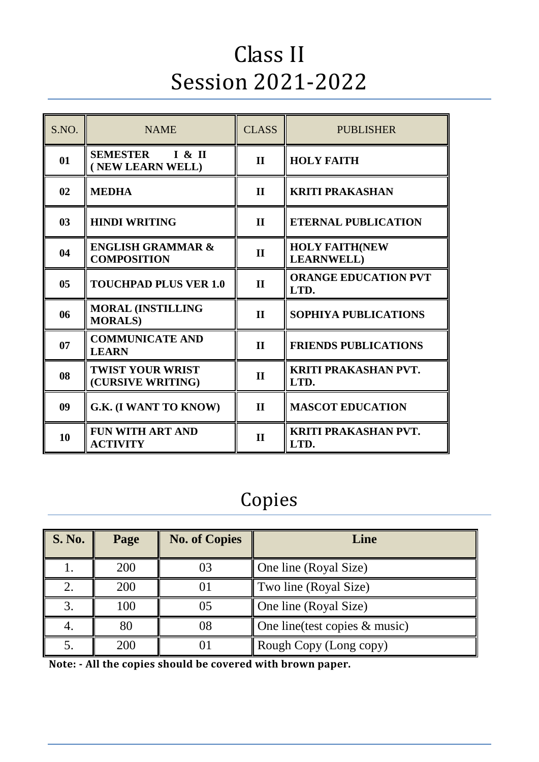# Class II
# Session 2021-2022

| S.NO. | NAME | CLASS | PUBLISHER |
|---|---|---|---|
| **01** | **SEMESTER I & II ( NEW LEARN WELL)** | **II** | **HOLY FAITH** |
| **02** | **MEDHA** | **II** | **KRITI PRAKASHAN** |
| **03** | **HINDI WRITING** | **II** | **ETERNAL PUBLICATION** |
| **04** | **ENGLISH GRAMMAR & COMPOSITION** | **II** | **HOLY FAITH(NEW LEARNWELL)** |
| **05** | **TOUCHPAD PLUS VER 1.0** | **II** | **ORANGE EDUCATION PVT LTD.** |
| **06** | **MORAL (INSTILLING MORALS)** | **II** | **SOPHIYA PUBLICATIONS** |
| **07** | **COMMUNICATE AND LEARN** | **II** | **FRIENDS PUBLICATIONS** |
| **08** | **TWIST YOUR WRIST (CURSIVE WRITING)** | **II** | **KRITI PRAKASHAN PVT. LTD.** |
| **09** | **G.K. (I WANT TO KNOW)** | **II** | **MASCOT EDUCATION** |
| **10** | **FUN WITH ART AND ACTIVITY** | **II** | **KRITI PRAKASHAN PVT. LTD.** |

## Copies

| S. No. | Page | No. of Copies | Line |
|---|---|---|---|
| 1. | 200 | 03 | One line (Royal Size) |
| 2. | 200 | 01 | Two line (Royal Size) |
| 3. | 100 | 05 | One line (Royal Size) |
| 4. | 80 | 08 | One line(test copies & music) |
| 5. | 200 | 01 | Rough Copy (Long copy) |

**Note: - All the copies should be covered with brown paper.**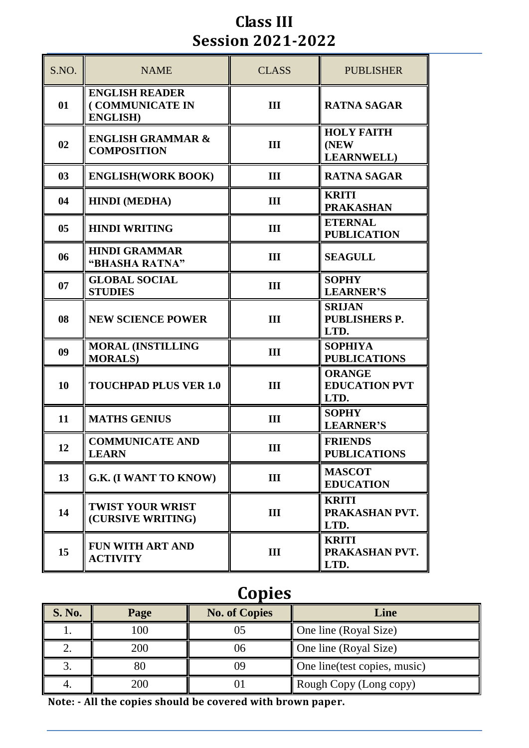# Class III
## Session 2021-2022

| S.NO. | NAME | CLASS | PUBLISHER |
|---|---|---|---|
| **01** | **ENGLISH READER ( COMMUNICATE IN ENGLISH)** | **III** | **RATNA SAGAR** |
| **02** | **ENGLISH GRAMMAR & COMPOSITION** | **III** | **HOLY FAITH (NEW LEARNWELL)** |
| **03** | **ENGLISH(WORK BOOK)** | **III** | **RATNA SAGAR** |
| **04** | **HINDI (MEDHA)** | **III** | **KRITI PRAKASHAN** |
| **05** | **HINDI WRITING** | **III** | **ETERNAL PUBLICATION** |
| **06** | **HINDI GRAMMAR "BHASHA RATNA"** | **III** | **SEAGULL** |
| **07** | **GLOBAL SOCIAL STUDIES** | **III** | **SOPHY LEARNER'S** |
| **08** | **NEW SCIENCE POWER** | **III** | **SRIJAN PUBLISHERS P. LTD.** |
| **09** | **MORAL (INSTILLING MORALS)** | **III** | **SOPHIYA PUBLICATIONS** |
| **10** | **TOUCHPAD PLUS VER 1.0** | **III** | **ORANGE EDUCATION PVT LTD.** |
| **11** | **MATHS GENIUS** | **III** | **SOPHY LEARNER'S** |
| **12** | **COMMUNICATE AND LEARN** | **III** | **FRIENDS PUBLICATIONS** |
| **13** | **G.K. (I WANT TO KNOW)** | **III** | **MASCOT EDUCATION** |
| **14** | **TWIST YOUR WRIST (CURSIVE WRITING)** | **III** | **KRITI PRAKASHAN PVT. LTD.** |
| **15** | **FUN WITH ART AND ACTIVITY** | **III** | **KRITI PRAKASHAN PVT. LTD.** |

## Copies

| S. No. | Page | No. of Copies | Line |
|---|---|---|---|
| 1. | 100 | 05 | One line (Royal Size) |
| 2. | 200 | 06 | One line (Royal Size) |
| 3. | 80 | 09 | One line(test copies, music) |
| 4. | 200 | 01 | Rough Copy (Long copy) |

**Note: - All the copies should be covered with brown paper.**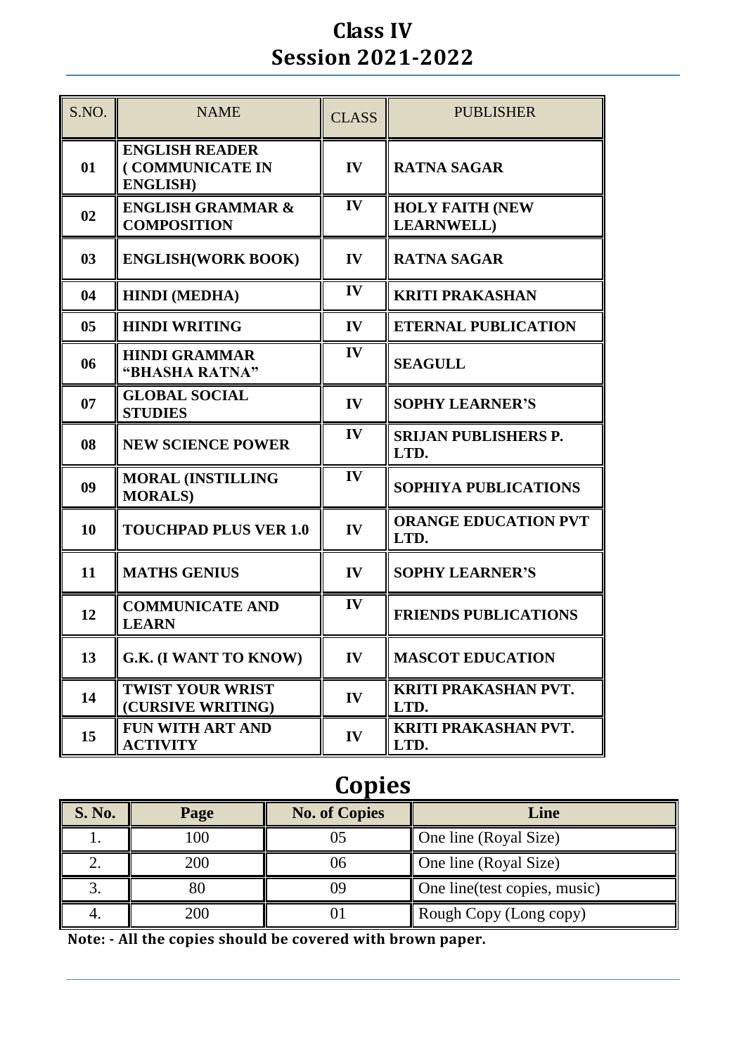# Class IV
# Session 2021-2022

| S.NO. | NAME | CLASS | PUBLISHER |
|---|---|---|---|
| 01 | **ENGLISH READER ( COMMUNICATE IN ENGLISH)** | **IV** | **RATNA SAGAR** |
| 02 | **ENGLISH GRAMMAR & COMPOSITION** | **IV** | **HOLY FAITH (NEW LEARNWELL)** |
| 03 | **ENGLISH(WORK BOOK)** | **IV** | **RATNA SAGAR** |
| 04 | **HINDI (MEDHA)** | **IV** | **KRITI PRAKASHAN** |
| 05 | **HINDI WRITING** | **IV** | **ETERNAL PUBLICATION** |
| 06 | **HINDI GRAMMAR "BHASHA RATNA"** | **IV** | **SEAGULL** |
| 07 | **GLOBAL SOCIAL STUDIES** | **IV** | **SOPHY LEARNER'S** |
| 08 | **NEW SCIENCE POWER** | **IV** | **SRIJAN PUBLISHERS P. LTD.** |
| 09 | **MORAL (INSTILLING MORALS)** | **IV** | **SOPHIYA PUBLICATIONS** |
| 10 | **TOUCHPAD PLUS VER 1.0** | **IV** | **ORANGE EDUCATION PVT LTD.** |
| 11 | **MATHS GENIUS** | **IV** | **SOPHY LEARNER'S** |
| 12 | **COMMUNICATE AND LEARN** | **IV** | **FRIENDS PUBLICATIONS** |
| 13 | **G.K. (I WANT TO KNOW)** | **IV** | **MASCOT EDUCATION** |
| 14 | **TWIST YOUR WRIST (CURSIVE WRITING)** | **IV** | **KRITI PRAKASHAN PVT. LTD.** |
| 15 | **FUN WITH ART AND ACTIVITY** | **IV** | **KRITI PRAKASHAN PVT. LTD.** |

# Copies

| S. No. | Page | No. of Copies | Line |
|---|---|---|---|
| 1. | 100 | 05 | One line (Royal Size) |
| 2. | 200 | 06 | One line (Royal Size) |
| 3. | 80 | 09 | One line(test copies, music) |
| 4. | 200 | 01 | Rough Copy (Long copy) |

**Note: - All the copies should be covered with brown paper.**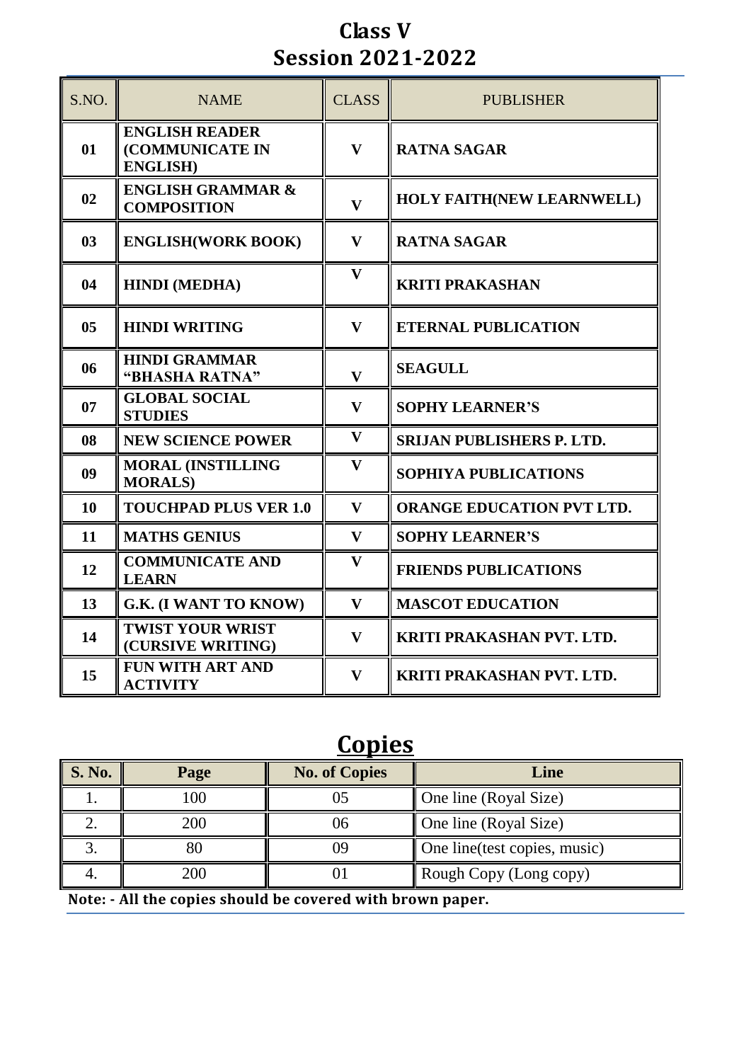# Class V
## Session 2021-2022

| S.NO. | NAME | CLASS | PUBLISHER |
|---|---|---|---|
| **01** | **ENGLISH READER (COMMUNICATE IN ENGLISH)** | **V** | **RATNA SAGAR** |
| **02** | **ENGLISH GRAMMAR & COMPOSITION** | **V** | **HOLY FAITH(NEW LEARNWELL)** |
| **03** | **ENGLISH(WORK BOOK)** | **V** | **RATNA SAGAR** |
| **04** | **HINDI (MEDHA)** | **V** | **KRITI PRAKASHAN** |
| **05** | **HINDI WRITING** | **V** | **ETERNAL PUBLICATION** |
| **06** | **HINDI GRAMMAR "BHASHA RATNA"** | **V** | **SEAGULL** |
| **07** | **GLOBAL SOCIAL STUDIES** | **V** | **SOPHY LEARNER'S** |
| **08** | **NEW SCIENCE POWER** | **V** | **SRIJAN PUBLISHERS P. LTD.** |
| **09** | **MORAL (INSTILLING MORALS)** | **V** | **SOPHIYA PUBLICATIONS** |
| **10** | **TOUCHPAD PLUS VER 1.0** | **V** | **ORANGE EDUCATION PVT LTD.** |
| **11** | **MATHS GENIUS** | **V** | **SOPHY LEARNER'S** |
| **12** | **COMMUNICATE AND LEARN** | **V** | **FRIENDS PUBLICATIONS** |
| **13** | **G.K. (I WANT TO KNOW)** | **V** | **MASCOT EDUCATION** |
| **14** | **TWIST YOUR WRIST (CURSIVE WRITING)** | **V** | **KRITI PRAKASHAN PVT. LTD.** |
| **15** | **FUN WITH ART AND ACTIVITY** | **V** | **KRITI PRAKASHAN PVT. LTD.** |

## Copies

| S. No. | Page | No. of Copies | Line |
|---|---|---|---|
| 1. | 100 | 05 | One line (Royal Size) |
| 2. | 200 | 06 | One line (Royal Size) |
| 3. | 80 | 09 | One line(test copies, music) |
| 4. | 200 | 01 | Rough Copy (Long copy) |

**Note: - All the copies should be covered with brown paper.**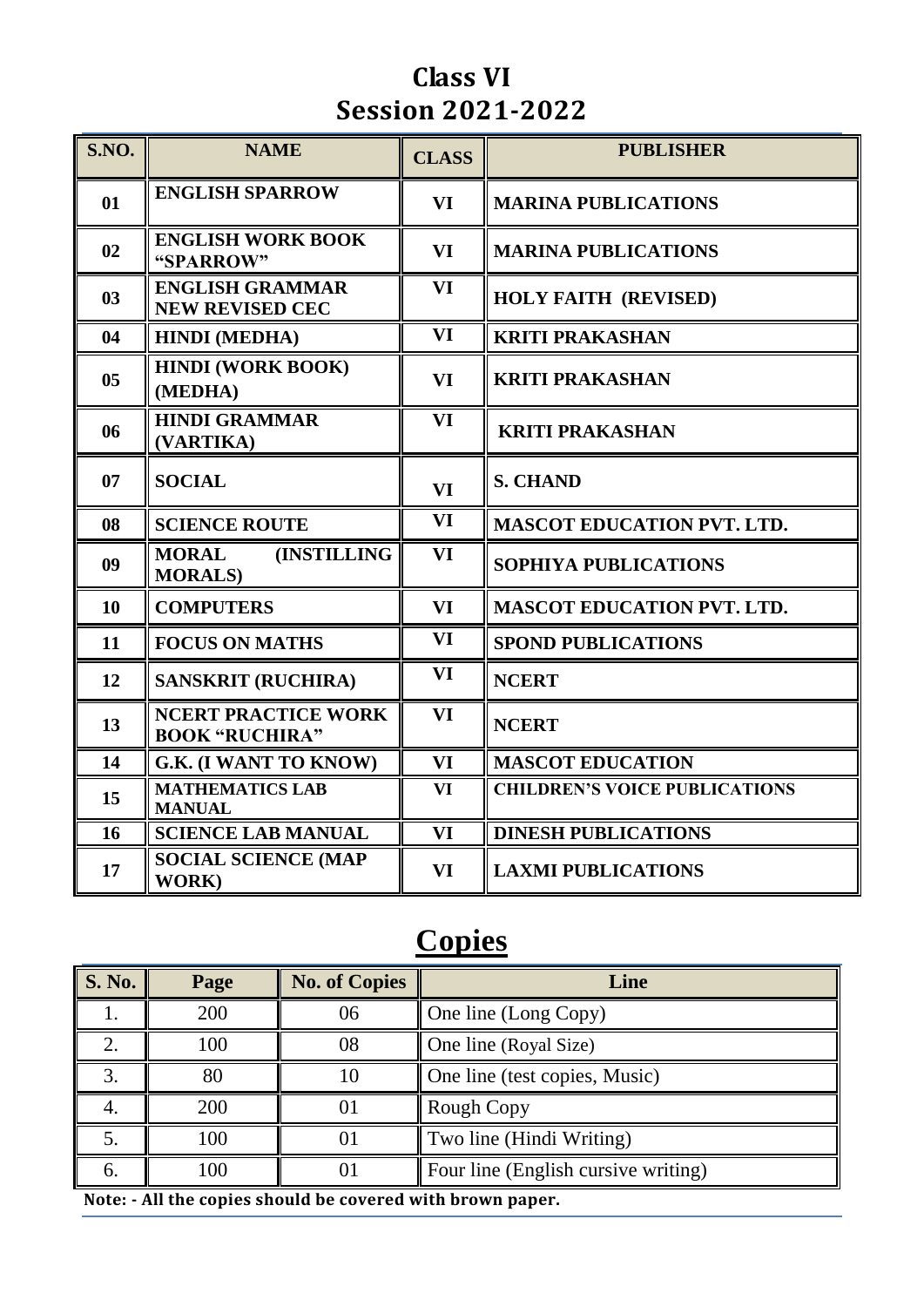# Class VI
# Session 2021-2022

| S.NO. | NAME | CLASS | PUBLISHER |
|---|---|---|---|
| 01 | ENGLISH SPARROW | VI | MARINA PUBLICATIONS |
| 02 | ENGLISH WORK BOOK "SPARROW" | VI | MARINA PUBLICATIONS |
| 03 | ENGLISH GRAMMAR NEW REVISED CEC | VI | HOLY FAITH (REVISED) |
| 04 | HINDI (MEDHA) | VI | KRITI PRAKASHAN |
| 05 | HINDI (WORK BOOK) (MEDHA) | VI | KRITI PRAKASHAN |
| 06 | HINDI GRAMMAR (VARTIKA) | VI | KRITI PRAKASHAN |
| 07 | SOCIAL | VI | S. CHAND |
| 08 | SCIENCE ROUTE | VI | MASCOT EDUCATION PVT. LTD. |
| 09 | MORAL (INSTILLING MORALS) | VI | SOPHIYA PUBLICATIONS |
| 10 | COMPUTERS | VI | MASCOT EDUCATION PVT. LTD. |
| 11 | FOCUS ON MATHS | VI | SPOND PUBLICATIONS |
| 12 | SANSKRIT (RUCHIRA) | VI | NCERT |
| 13 | NCERT PRACTICE WORK BOOK "RUCHIRA" | VI | NCERT |
| 14 | G.K. (I WANT TO KNOW) | VI | MASCOT EDUCATION |
| 15 | MATHEMATICS LAB MANUAL | VI | CHILDREN'S VOICE PUBLICATIONS |
| 16 | SCIENCE LAB MANUAL | VI | DINESH PUBLICATIONS |
| 17 | SOCIAL SCIENCE (MAP WORK) | VI | LAXMI PUBLICATIONS |

## Copies

| S. No. | Page | No. of Copies | Line |
|---|---|---|---|
| 1. | 200 | 06 | One line (Long Copy) |
| 2. | 100 | 08 | One line (Royal Size) |
| 3. | 80 | 10 | One line (test copies, Music) |
| 4. | 200 | 01 | Rough Copy |
| 5. | 100 | 01 | Two line (Hindi Writing) |
| 6. | 100 | 01 | Four line (English cursive writing) |

**Note: - All the copies should be covered with brown paper.**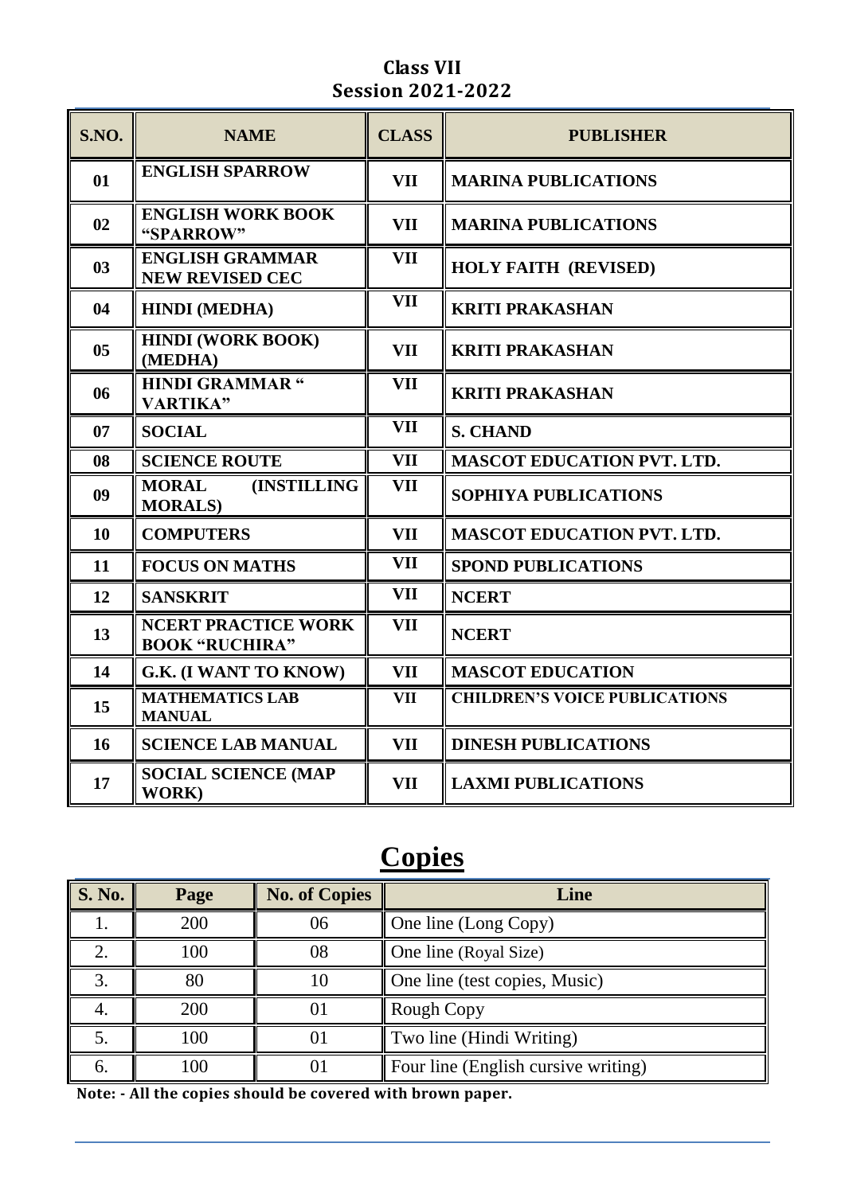# Class VII
## Session 2021-2022

| S.NO. | NAME | CLASS | PUBLISHER |
|---|---|---|---|
| 01 | ENGLISH SPARROW | VII | MARINA PUBLICATIONS |
| 02 | ENGLISH WORK BOOK "SPARROW" | VII | MARINA PUBLICATIONS |
| 03 | ENGLISH GRAMMAR NEW REVISED CEC | VII | HOLY FAITH (REVISED) |
| 04 | HINDI (MEDHA) | VII | KRITI PRAKASHAN |
| 05 | HINDI (WORK BOOK) (MEDHA) | VII | KRITI PRAKASHAN |
| 06 | HINDI GRAMMAR " VARTIKA" | VII | KRITI PRAKASHAN |
| 07 | SOCIAL | VII | S. CHAND |
| 08 | SCIENCE ROUTE | VII | MASCOT EDUCATION PVT. LTD. |
| 09 | MORAL (INSTILLING MORALS) | VII | SOPHIYA PUBLICATIONS |
| 10 | COMPUTERS | VII | MASCOT EDUCATION PVT. LTD. |
| 11 | FOCUS ON MATHS | VII | SPOND PUBLICATIONS |
| 12 | SANSKRIT | VII | NCERT |
| 13 | NCERT PRACTICE WORK BOOK "RUCHIRA" | VII | NCERT |
| 14 | G.K. (I WANT TO KNOW) | VII | MASCOT EDUCATION |
| 15 | MATHEMATICS LAB MANUAL | VII | CHILDREN'S VOICE PUBLICATIONS |
| 16 | SCIENCE LAB MANUAL | VII | DINESH PUBLICATIONS |
| 17 | SOCIAL SCIENCE (MAP WORK) | VII | LAXMI PUBLICATIONS |

## Copies

| S. No. | Page | No. of Copies | Line |
|---|---|---|---|
| 1. | 200 | 06 | One line (Long Copy) |
| 2. | 100 | 08 | One line (Royal Size) |
| 3. | 80 | 10 | One line (test copies, Music) |
| 4. | 200 | 01 | Rough Copy |
| 5. | 100 | 01 | Two line (Hindi Writing) |
| 6. | 100 | 01 | Four line (English cursive writing) |

**Note: - All the copies should be covered with brown paper.**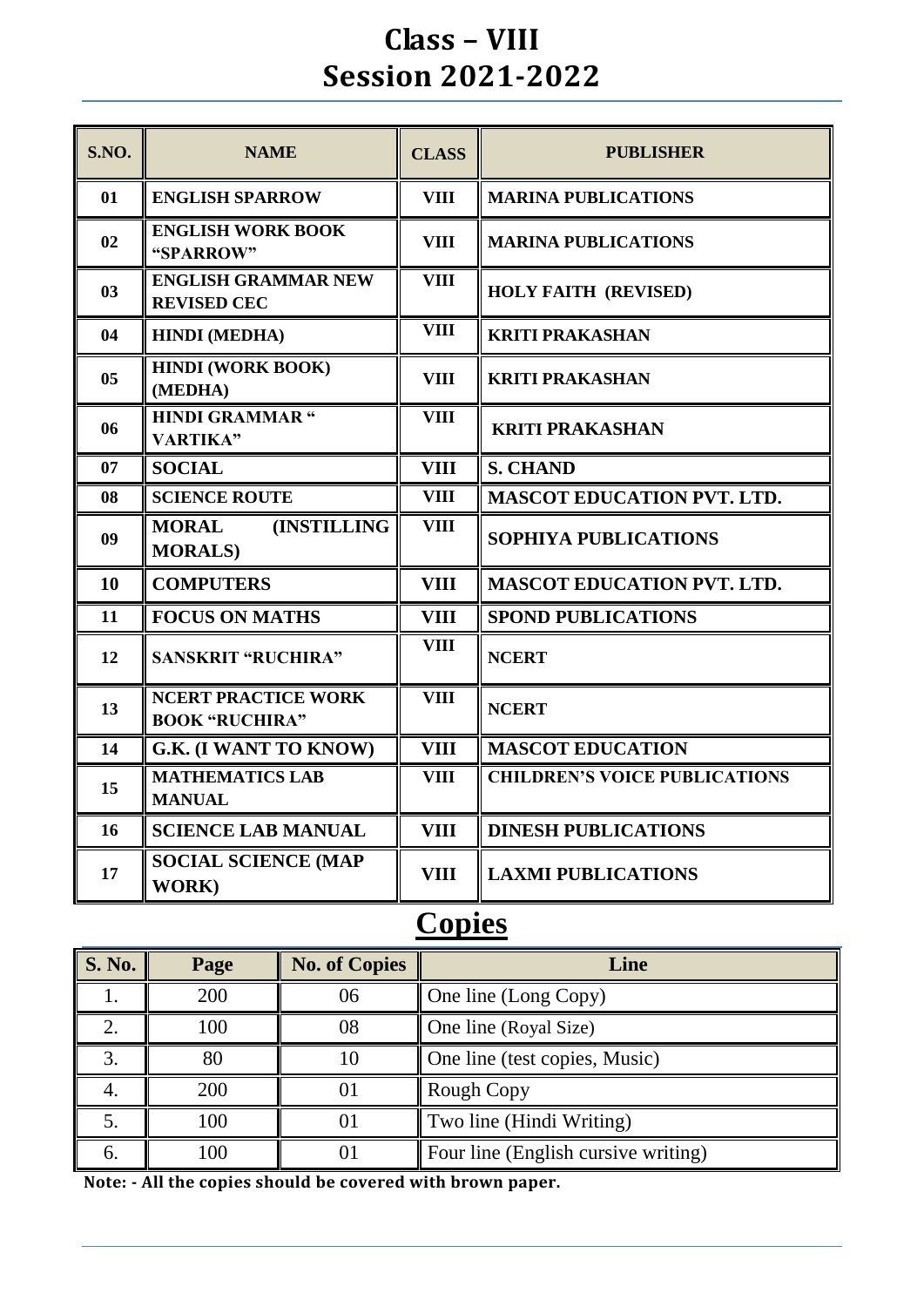# Class – VIII
# Session 2021-2022

| S.NO. | NAME | CLASS | PUBLISHER |
|---|---|---|---|
| 01 | ENGLISH SPARROW | VIII | MARINA PUBLICATIONS |
| 02 | ENGLISH WORK BOOK "SPARROW" | VIII | MARINA PUBLICATIONS |
| 03 | ENGLISH GRAMMAR NEW REVISED CEC | VIII | HOLY FAITH (REVISED) |
| 04 | HINDI (MEDHA) | VIII | KRITI PRAKASHAN |
| 05 | HINDI (WORK BOOK) (MEDHA) | VIII | KRITI PRAKASHAN |
| 06 | HINDI GRAMMAR " VARTIKA" | VIII | KRITI PRAKASHAN |
| 07 | SOCIAL | VIII | S. CHAND |
| 08 | SCIENCE ROUTE | VIII | MASCOT EDUCATION PVT. LTD. |
| 09 | MORAL (INSTILLING MORALS) | VIII | SOPHIYA PUBLICATIONS |
| 10 | COMPUTERS | VIII | MASCOT EDUCATION PVT. LTD. |
| 11 | FOCUS ON MATHS | VIII | SPOND PUBLICATIONS |
| 12 | SANSKRIT "RUCHIRA" | VIII | NCERT |
| 13 | NCERT PRACTICE WORK BOOK "RUCHIRA" | VIII | NCERT |
| 14 | G.K. (I WANT TO KNOW) | VIII | MASCOT EDUCATION |
| 15 | MATHEMATICS LAB MANUAL | VIII | CHILDREN'S VOICE PUBLICATIONS |
| 16 | SCIENCE LAB MANUAL | VIII | DINESH PUBLICATIONS |
| 17 | SOCIAL SCIENCE (MAP WORK) | VIII | LAXMI PUBLICATIONS |

## Copies

| S. No. | Page | No. of Copies | Line |
|---|---|---|---|
| 1. | 200 | 06 | One line (Long Copy) |
| 2. | 100 | 08 | One line (Royal Size) |
| 3. | 80 | 10 | One line (test copies, Music) |
| 4. | 200 | 01 | Rough Copy |
| 5. | 100 | 01 | Two line (Hindi Writing) |
| 6. | 100 | 01 | Four line (English cursive writing) |

**Note: - All the copies should be covered with brown paper.**